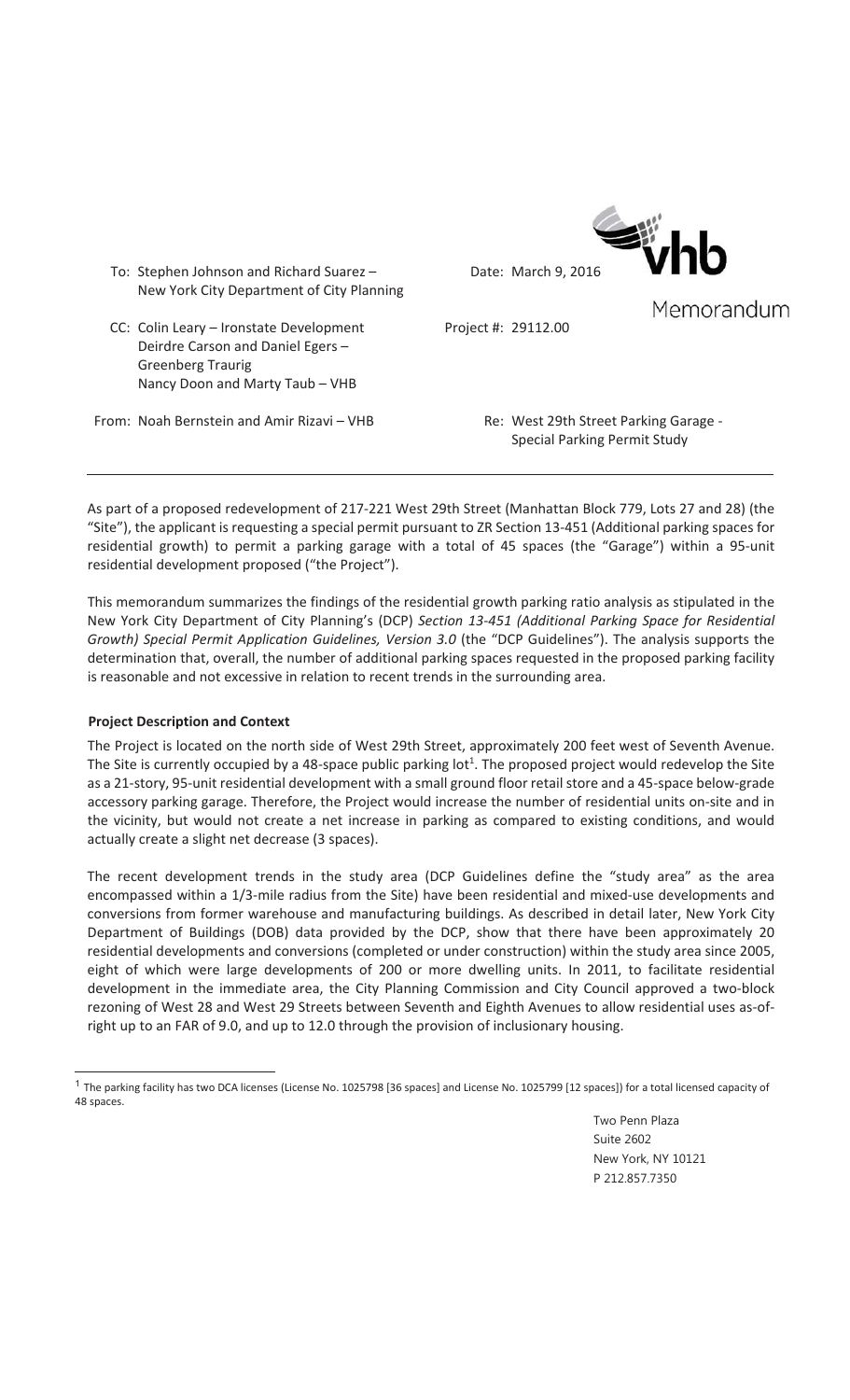**Memorandum**

To: Stephen Johnson and Richard Suarez – New York City Department of City Planning

Date: March 9, 2016

CC: Colin Leary – Ironstate Development
Deirdre Carson and Daniel Egers – Greenberg Traurig
Nancy Doon and Marty Taub – VHB

Project #: 29112.00

From: Noah Bernstein and Amir Rizavi – VHB

Re: West 29th Street Parking Garage - Special Parking Permit Study

---

As part of a proposed redevelopment of 217-221 West 29th Street (Manhattan Block 779, Lots 27 and 28) (the "Site"), the applicant is requesting a special permit pursuant to ZR Section 13-451 (Additional parking spaces for residential growth) to permit a parking garage with a total of 45 spaces (the "Garage") within a 95-unit residential development proposed ("the Project").

This memorandum summarizes the findings of the residential growth parking ratio analysis as stipulated in the New York City Department of City Planning's (DCP) *Section 13-451 (Additional Parking Space for Residential Growth) Special Permit Application Guidelines, Version 3.0* (the "DCP Guidelines"). The analysis supports the determination that, overall, the number of additional parking spaces requested in the proposed parking facility is reasonable and not excessive in relation to recent trends in the surrounding area.

### Project Description and Context

The Project is located on the north side of West 29th Street, approximately 200 feet west of Seventh Avenue. The Site is currently occupied by a 48-space public parking lot[1]. The proposed project would redevelop the Site as a 21-story, 95-unit residential development with a small ground floor retail store and a 45-space below-grade accessory parking garage. Therefore, the Project would increase the number of residential units on-site and in the vicinity, but would not create a net increase in parking as compared to existing conditions, and would actually create a slight net decrease (3 spaces).

The recent development trends in the study area (DCP Guidelines define the "study area" as the area encompassed within a 1/3-mile radius from the Site) have been residential and mixed-use developments and conversions from former warehouse and manufacturing buildings. As described in detail later, New York City Department of Buildings (DOB) data provided by the DCP, show that there have been approximately 20 residential developments and conversions (completed or under construction) within the study area since 2005, eight of which were large developments of 200 or more dwelling units. In 2011, to facilitate residential development in the immediate area, the City Planning Commission and City Council approved a two-block rezoning of West 28 and West 29 Streets between Seventh and Eighth Avenues to allow residential uses as-of-right up to an FAR of 9.0, and up to 12.0 through the provision of inclusionary housing.

---

[1] The parking facility has two DCA licenses (License No. 1025798 [36 spaces] and License No. 1025799 [12 spaces]) for a total licensed capacity of 48 spaces.

Two Penn Plaza
Suite 2602
New York, NY 10121
P 212.857.7350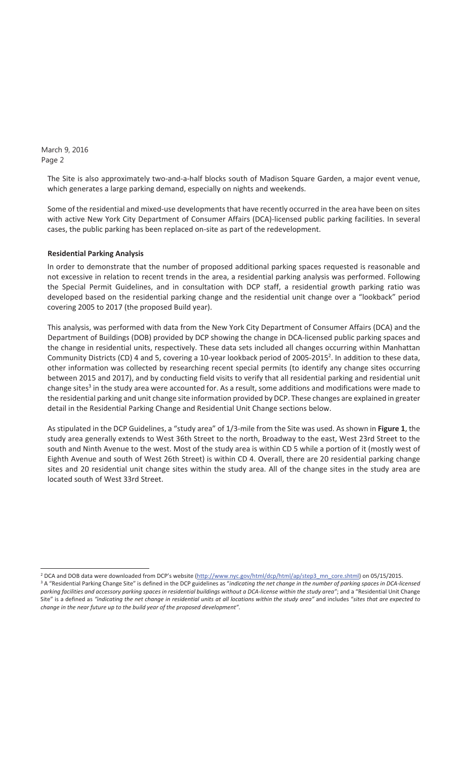The Site is also approximately two-and-a-half blocks south of Madison Square Garden, a major event venue, which generates a large parking demand, especially on nights and weekends.

Some of the residential and mixed-use developments that have recently occurred in the area have been on sites with active New York City Department of Consumer Affairs (DCA)-licensed public parking facilities. In several cases, the public parking has been replaced on-site as part of the redevelopment.

**Residential Parking Analysis**

In order to demonstrate that the number of proposed additional parking spaces requested is reasonable and not excessive in relation to recent trends in the area, a residential parking analysis was performed. Following the Special Permit Guidelines, and in consultation with DCP staff, a residential growth parking ratio was developed based on the residential parking change and the residential unit change over a "lookback" period covering 2005 to 2017 (the proposed Build year).

This analysis, was performed with data from the New York City Department of Consumer Affairs (DCA) and the Department of Buildings (DOB) provided by DCP showing the change in DCA-licensed public parking spaces and the change in residential units, respectively. These data sets included all changes occurring within Manhattan Community Districts (CD) 4 and 5, covering a 10-year lookback period of 2005-2015[2]. In addition to these data, other information was collected by researching recent special permits (to identify any change sites occurring between 2015 and 2017), and by conducting field visits to verify that all residential parking and residential unit change sites[3] in the study area were accounted for. As a result, some additions and modifications were made to the residential parking and unit change site information provided by DCP. These changes are explained in greater detail in the Residential Parking Change and Residential Unit Change sections below.

As stipulated in the DCP Guidelines, a "study area" of 1/3-mile from the Site was used. As shown in **Figure 1**, the study area generally extends to West 36th Street to the north, Broadway to the east, West 23rd Street to the south and Ninth Avenue to the west. Most of the study area is within CD 5 while a portion of it (mostly west of Eighth Avenue and south of West 26th Street) is within CD 4. Overall, there are 20 residential parking change sites and 20 residential unit change sites within the study area. All of the change sites in the study area are located south of West 33rd Street.

---

[2] DCA and DOB data were downloaded from DCP's website (http://www.nyc.gov/html/dcp/html/ap/step3_mn_core.shtml) on 05/15/2015.

[3] A "Residential Parking Change Site" is defined in the DCP guidelines as "*indicating the net change in the number of parking spaces in DCA-licensed parking facilities and accessory parking spaces in residential buildings without a DCA-license within the study area*"; and a "Residential Unit Change Site" is a defined as *"indicating the net change in residential units at all locations within the study area"* and includes "*sites that are expected to change in the near future up to the build year of the proposed development"*.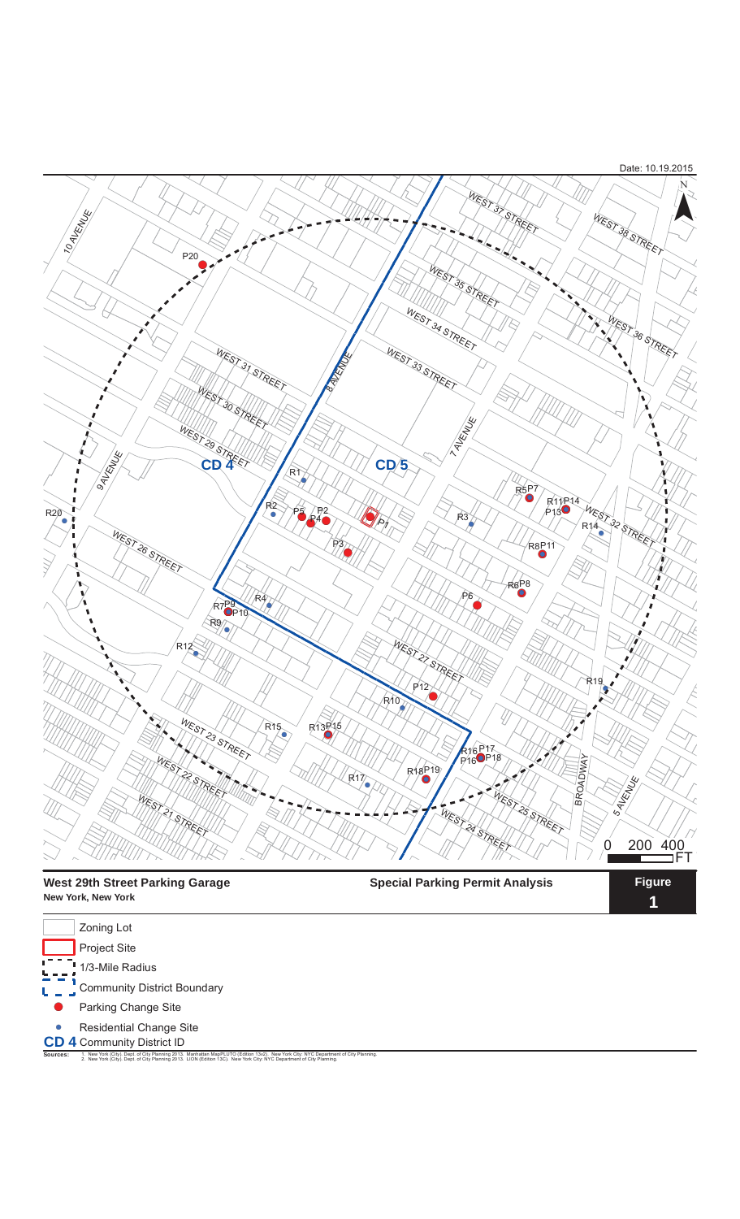Date: 10.19.2015

**West 29th Street Parking Garage**
**New York, New York**

**Special Parking Permit Analysis**

**Figure 1**

- Zoning Lot
- Project Site
- 1/3-Mile Radius
- Community District Boundary
- Parking Change Site
- Residential Change Site
- **CD 4** Community District ID

Sources:
1. New York (City). Dept. of City Planning 2013. Manhattan MapPLUTO (Edition 13v2). New York City: NYC Department of City Planning.
2. New York (City). Dept. of City Planning 2013. LION (Edition 13C). New York City: NYC Department of City Planning.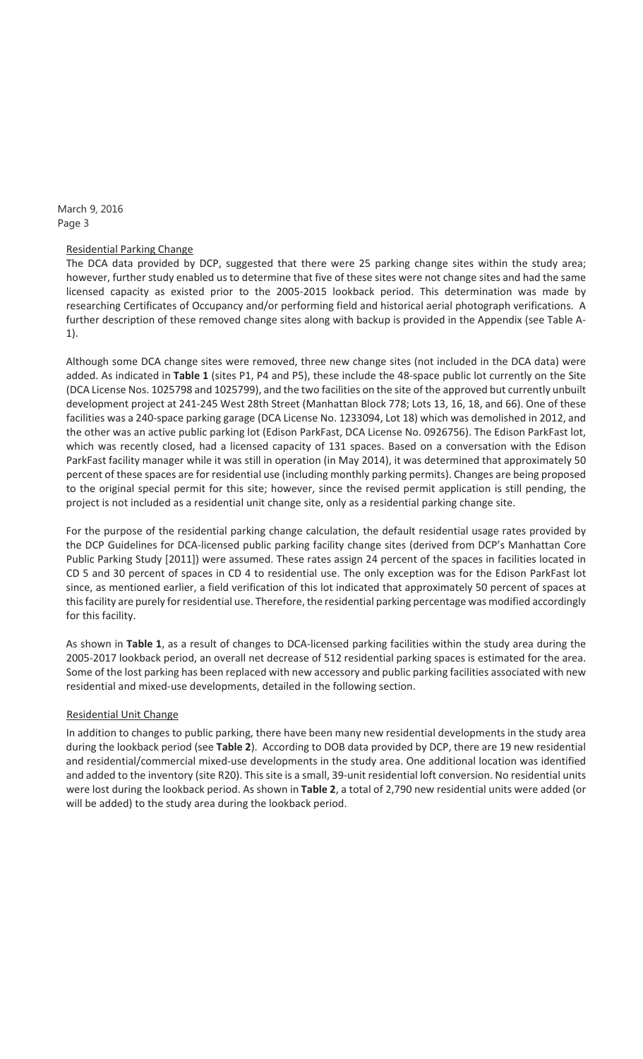## Residential Parking Change

The DCA data provided by DCP, suggested that there were 25 parking change sites within the study area; however, further study enabled us to determine that five of these sites were not change sites and had the same licensed capacity as existed prior to the 2005-2015 lookback period. This determination was made by researching Certificates of Occupancy and/or performing field and historical aerial photograph verifications. A further description of these removed change sites along with backup is provided in the Appendix (see Table A-1).

Although some DCA change sites were removed, three new change sites (not included in the DCA data) were added. As indicated in **Table 1** (sites P1, P4 and P5), these include the 48-space public lot currently on the Site (DCA License Nos. 1025798 and 1025799), and the two facilities on the site of the approved but currently unbuilt development project at 241-245 West 28th Street (Manhattan Block 778; Lots 13, 16, 18, and 66). One of these facilities was a 240-space parking garage (DCA License No. 1233094, Lot 18) which was demolished in 2012, and the other was an active public parking lot (Edison ParkFast, DCA License No. 0926756). The Edison ParkFast lot, which was recently closed, had a licensed capacity of 131 spaces. Based on a conversation with the Edison ParkFast facility manager while it was still in operation (in May 2014), it was determined that approximately 50 percent of these spaces are for residential use (including monthly parking permits). Changes are being proposed to the original special permit for this site; however, since the revised permit application is still pending, the project is not included as a residential unit change site, only as a residential parking change site.

For the purpose of the residential parking change calculation, the default residential usage rates provided by the DCP Guidelines for DCA-licensed public parking facility change sites (derived from DCP's Manhattan Core Public Parking Study [2011]) were assumed. These rates assign 24 percent of the spaces in facilities located in CD 5 and 30 percent of spaces in CD 4 to residential use. The only exception was for the Edison ParkFast lot since, as mentioned earlier, a field verification of this lot indicated that approximately 50 percent of spaces at this facility are purely for residential use. Therefore, the residential parking percentage was modified accordingly for this facility.

As shown in **Table 1**, as a result of changes to DCA-licensed parking facilities within the study area during the 2005-2017 lookback period, an overall net decrease of 512 residential parking spaces is estimated for the area. Some of the lost parking has been replaced with new accessory and public parking facilities associated with new residential and mixed-use developments, detailed in the following section.

## Residential Unit Change

In addition to changes to public parking, there have been many new residential developments in the study area during the lookback period (see **Table 2**). According to DOB data provided by DCP, there are 19 new residential and residential/commercial mixed-use developments in the study area. One additional location was identified and added to the inventory (site R20). This site is a small, 39-unit residential loft conversion. No residential units were lost during the lookback period. As shown in **Table 2**, a total of 2,790 new residential units were added (or will be added) to the study area during the lookback period.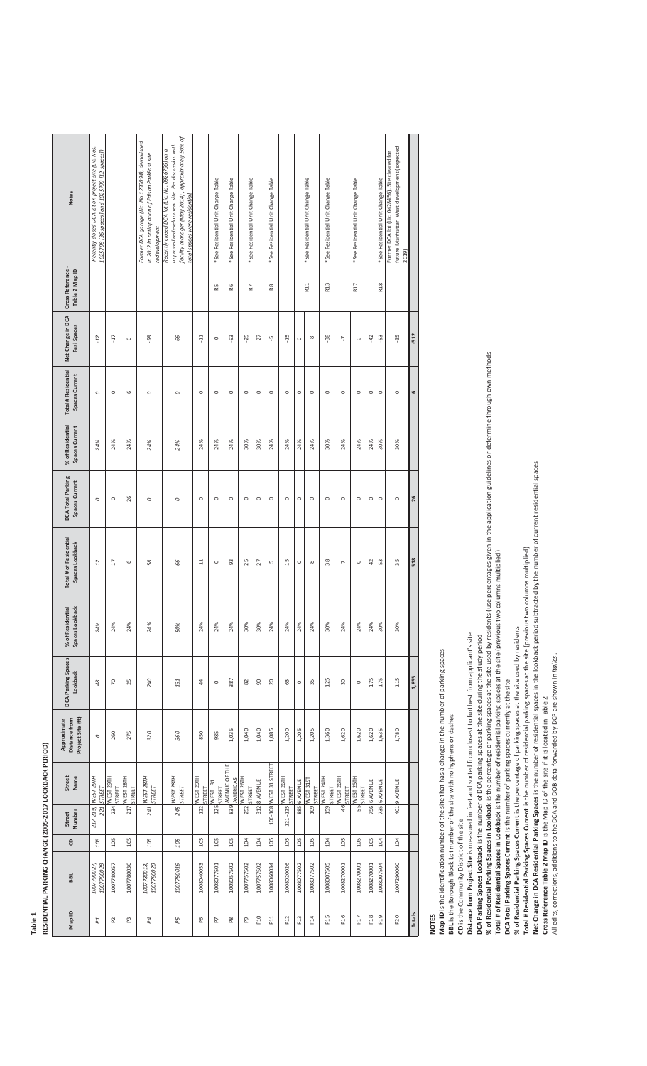**Table 1**

**RESIDENTIAL PARKING CHANGE (2005-2017 LOOKBACK PERIOD)**

| Map ID | BBL | CD | Street Number | Street Name | Approximate Distance from Project Site (ft) | DCA Parking Spaces Lookback | % of Residential Spaces Lookback | Total # of Residential Spaces Lookback | DCA Total Parking Spaces Current | % of Residential Spaces Current | Total # Residential Spaces Current | Net Change in DCA Resi Spaces | Cross Reference - Table 2 Map ID | Notes |
|---|---|---|---|---|---|---|---|---|---|---|---|---|---|---|
| *P1* | *1007790027, 1007790028* | *105* | *217-219, 221* | *WEST 29TH STREET* | *0* | *48* | *24%* | *12* | *0* | *24%* | *0* | *-12* | | *Recently closed DCA lot on project site (Lic. Nos. 1025798 (36 spaces) and 1025799 (12 spaces))* |
| P2 | 1007780057 | 105 | 234 | WEST 29TH STREET | 260 | 70 | 24% | 17 | 0 | 24% | 0 | -17 | | |
| P3 | 1007780030 | 105 | 217 | WEST 28TH STREET | 275 | 25 | 24% | 6 | 26 | 24% | 6 | 0 | | |
| *P4* | *1007780018, 1007780020* | *105* | *241* | *WEST 28TH STREET* | *320* | *240* | *24%* | *58* | *0* | *24%* | *0* | *-58* | | *Former DCA garage (Lic. No. 1233094), demolished in 2012 in anticipation of Edison ParkFast site redevelopment* |
| *P5* | *1007780016* | *105* | *245* | *WEST 28TH STREET* | *360* | *131* | *50%* | *66* | *0* | *24%* | *0* | *-66* | | *Recently closed DCA lot (Lic. No. 0926756) on a approved redevelopment site. Per discussion with facility manager (May 2018), approximately 50% of total spaces were residential* |
| P6 | 1008040053 | 105 | 122 | WEST 29TH STREET | 850 | 44 | 24% | 11 | 0 | 24% | 0 | -11 | | |
| P7 | 1008077501 | 105 | 125 | WEST 31 STREET | 985 | 0 | 24% | 0 | 0 | 24% | 0 | 0 | R5 | *See Residential Unit Change Table |
| P8 | 1008057502 | 105 | 839 | AVENUE OF THE AMERICAS | 1,035 | 387 | 24% | 93 | 0 | 24% | 0 | -93 | R6 | *See Residential Unit Change Table |
| P9 | 1007757502 | 104 | 252 | WEST 26TH STREET | 1,040 | 82 | 30% | 25 | 0 | 30% | 0 | -25 | R7 | *See Residential Unit Change Table |
| P10 | 1007757502 | 104 | 312 | 8 AVENUE | 1,040 | 90 | 30% | 27 | 0 | 30% | 0 | -27 | | |
| P11 | 1008060034 | 105 | 106-108 | WEST 31 STREET | 1,085 | 20 | 24% | 5 | 0 | 24% | 0 | -5 | R8 | *See Residential Unit Change Table |
| P12 | 1008020026 | 105 | 121-125 | WEST 26TH STREET | 1,200 | 63 | 24% | 15 | 0 | 24% | 0 | -15 | | |
| P13 | 1008077502 | 105 | 885 | 6 AVENUE | 1,205 | 0 | 24% | 0 | 0 | 24% | 0 | 0 | R11 | *See Residential Unit Change Table |
| P14 | 1008077502 | 105 | 109 | WEST 31ST STREET | 1,205 | 35 | 24% | 8 | 0 | 24% | 0 | -8 | | |
| P15 | 1008007505 | 104 | 159 | WEST 24TH STREET | 1,360 | 125 | 30% | 38 | 0 | 30% | 0 | -38 | R13 | *See Residential Unit Change Table |
| P16 | 1008270001 | 105 | 46 | WEST 26TH STREET | 1,620 | 30 | 24% | 7 | 0 | 24% | 0 | -7 | R17 | *See Residential Unit Change Table |
| P17 | 1008270001 | 105 | 55 | WEST 25TH STREET | 1,620 | 0 | 24% | 0 | 0 | 24% | 0 | 0 | | |
| P18 | 1008270001 | 105 | 756 | 6 AVENUE | 1,620 | 175 | 24% | 42 | 0 | 24% | 0 | -42 | | |
| P19 | 1008007504 | 104 | 735 | 6 AVENUE | 1,635 | 175 | 30% | 53 | 0 | 30% | 0 | -53 | R18 | *See Residential Unit Change Table |
| P20 | 1007290060 | 104 | 401 | 9 AVENUE | 1,780 | 115 | 30% | 35 | 0 | 30% | 0 | -35 | | Former DCA lot (Lic. 0428456). Site cleared for future Manhattan West development (expected 2019) |
| **Totals** | | | | | | **1,855** | | **518** | **26** | | **6** | **-512** | | |

**NOTES**

**Map ID** is the identification number of the site that has a change in the number of parking spaces
**BBL** is the Borough Block Lot number of the site with no hyphens or dashes
**CD** is the Community District of the site
**Distance from Project Site** is measured in feet and sorted from closest to furthest from applicant's site
**DCA Parking Spaces Lookback** is the number of DCA parking spaces at the site during the study period
**% of Residential Parking Spaces in Lookback** is the percentage of parking spaces at the site used by residents (use percentages given in the application guidelines or determine through own methods
**Total # of Residential Spaces in Lookback** is the number of residential parking spaces at the site (previous two columns multiplied)
**DCA Total Parking Spaces Current** is the number of parking spaces currently at the site
**% of Residential Parking Spaces Current** is the percentage of parking spaces at the site used by residents
**Total # Residential Parking Spaces Current** is the number of residential parking spaces at the site (previous two columns multiplied)
**Net Change in DCA Residential Parking Spaces** is the number of residential parking spaces in the lookback period subtracted by the number of current residential spaces
**Cross Reference Table 2 Map ID** is the Map ID of the site if it is located in Table 2
All edits, corrections, additions to the DCA and DOB data forwarded by DCP are shown in *italics*.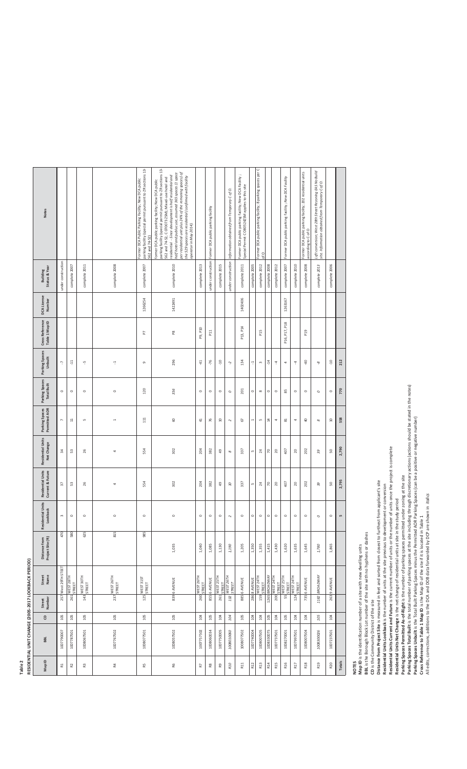**Table 2**
**RESIDENTIAL UNIT CHANGE (2005-2017 LOOKBACK PERIOD)**

| Map ID | BBL | CD | Street Number | Street Name | Distance from Project Site (ft) | Residential Units Lookback | Residential Units Current & Future | Residential Units Net Change | Parking Spaces Permitted AOR | Parking Spaces Total Built | Parking Spaces Unbuilt | Cross Reference Table 1 Map ID | DCA License Number | Building Status & Year | Notes |
|---|---|---|---|---|---|---|---|---|---|---|---|---|---|---|---|
| R1 | 1007790007 | 105 | 257 | West 29TH STEET | 470 | 3 | 37 | 34 | 7 | 0 | -7 | | | under construction | |
| R2 | 1007787501 | 105 | 261 | WEST 28TH STREET | 580 | 0 | 53 | 53 | 11 | 0 | -11 | | | complete 2007 | |
| R3 | 1008067501 | 105 | 143 | WEST 30TH STREET | 625 | 0 | 26 | 26 | 5 | 0 | -5 | | | complete 2011 | |
| R4 | 1007767502 | 105 | 237 | WEST 26TH STREET | 815 | 0 | 4 | 4 | 1 | 0 | -1 | | | complete 2008 | |
| R5 | 1008077501 | 105 | 125 | WEST 31ST STREET | 985 | 0 | 554 | 554 | 111 | 120 | 9 | P7 | 1266254 | complete 2007 | Former DCA Public Parking Facility; New DCA public parking facility (special permit pursuant to ZR sections 13-562 and 74-52) |
| R6 | 1008057502 | 105 | 839 | 6 AVENUE | 1,035 | 0 | 302 | 302 | 60 | 356 | 296 | P8 | 1412491 | complete 2010 | Former DCA public parking facility; New DCA public parking facility (special permit pursuant to ZR sections 13-562 and 74-52, C 000013 ZMX); Mixed-use hotel and residential – Since development is half residential and half hotel and public use, assumed 365 spaces (1 space per residential unit plus 24% of the remaining spaces) of the 129 spaces are residential (confirmed with facility operator in May 2014). |
| R7 | 1007757502 | 104 | 260 | WEST 26TH STREET | 1,040 | 0 | 204 | 204 | 41 | 0 | -41 | P9, P20 | | complete 2013 | |
| R8 | 1008060034 | 105 | 855 | 6 AVENUE | 1,085 | 0 | 382 | 382 | 76 | 0 | -76 | P11 | | under construction | Former DCA public parking facility |
| R9 | 1007750005 | 104 | 261 | WEST 25TH STREET | 1,130 | 0 | 49 | 49 | 10 | 0 | -10 | | | complete 2015 | |
| *R10* | *1008010060* | *104* | *132* | *WEST 26TH STREET* | *1,190* | *2* | *10* | *8* | *2* | *0* | *-2* | | | *under construction* | *Information obtained from Temporary C of O.* |
| R11 | 1008077502 | 105 | 885 | 6 AVENUE | 1,205 | 0 | 337 | 337 | 67 | 201 | 134 | P13, P14 | 1402406 | complete 2011 | Former DCA public parking facility; New DCA Facility ; Special Permit C080524ZSM applies to this site |
| R12 | 1007740004 | 104 | 286 | 8 AVENUE | 1,350 | 0 | 5 | 5 | 1 | 0 | -1 | | | complete 2005 | |
| R13 | 1008007505 | 104 | 159 | WEST 24TH STREET | 1,355 | 0 | 24 | 24 | 5 | 8 | 3 | P15 | | complete 2012 | Former DCA public parking facility; 8 parking spaces per C of O |
| R14 | 1008330075 | 105 | 1265 | BROADWAY | 1,415 | 0 | 70 | 70 | 14 | 0 | -14 | | | complete 2008 | |
| R15 | 1007737501 | 104 | 200 | WEST 24TH STREET | 1,430 | 0 | 20 | 20 | 4 | 0 | -4 | | | complete 2012 | |
| R16 | 1008270001 | 105 | 55 | WEST 25TH STREET | 1,620 | 0 | 407 | 407 | 81 | 85 | 4 | P16, P17, P18 | 1263167 | complete 2007 | Former DCA public parking facility; New DCA Facility |
| R17 | 1007997501 | 104 | 124 | WEST 24TH STREET | 1,635 | 0 | 20 | 20 | 4 | 0 | -4 | | | complete 2010 | |
| R18 | 1008007504 | 104 | 735 | 6 AVENUE | 1,645 | 0 | 202 | 202 | 40 | 0 | -40 | P19 | | complete 2008 | Former DCA public parking facility; 302 residential units according to C of O. |
| *R19* | *1008300026* | *105* | *1182* | *BROADWAY* | *1,780* | *0* | *39* | *39* | *8* | *0* | *-8* | | | *complete 2013* | *Loft conversion; West 28th Street Rezoning EAS No Build site. Information obtained from Temporary C of O.* |
| R20 | 1007237501 | 104 | 261 | 9 AVENUE | 1,865 | 0 | 50 | 50 | 10 | 0 | -10 | | | complete 2006 | |
| **Totals** | | | | | | **5** | **2,795** | **2,790** | **558** | **770** | **212** | | | | |

**NOTES**
**Map ID** is the identification number of a site with new dwelling units
**BBL** is the Borough Block Lot number of the site with no hyphens or dashes
**CD** is the Community District of the site
**Distance from Project Site** is measured in feet and sorted from closest to furthest from applicant's site
**Residential Units Lookback** is the number of units at the site previous to development or conversion
**Residential Units Current and Future** is the current number of units or the number of units once the project is complete
**Residential Units Net Change** is the net change of residential units at site in the study period
**Parking Spaces Permitted As-of-Right** is the number of parking spaces permitted under zoning at the site
**Parking Spaces Total Built** is the total number of parking spaces at the site including through discretionary actions (actions should be stated in the notes)
**Parking Spaces Unbuilt** is the Total Built Parking Spaces minus the Permitted AOR Parking Spaces (can be a positive or negative number)
**Cross Reference to Table 1 Map ID** is the Map ID of the site if it is located in Table 1
All edits, corrections, additions to the DCA and DOB data forwarded by DCP are shown in *italics*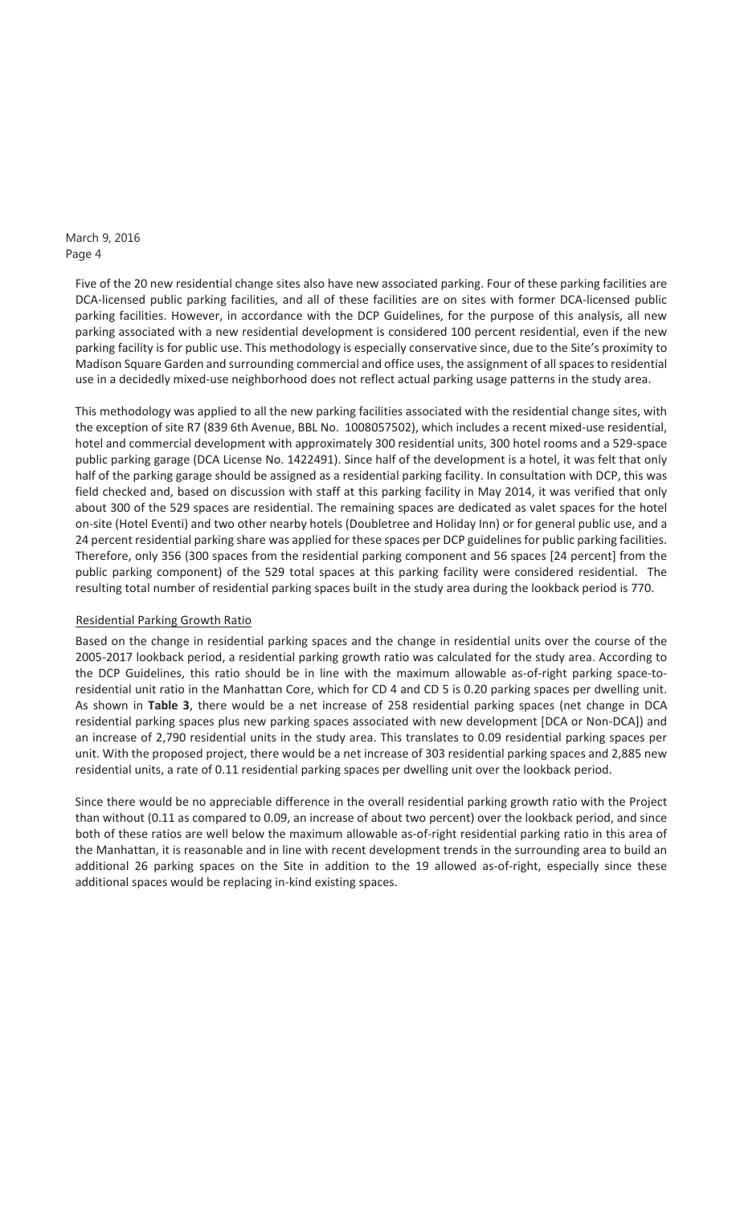Five of the 20 new residential change sites also have new associated parking. Four of these parking facilities are DCA-licensed public parking facilities, and all of these facilities are on sites with former DCA-licensed public parking facilities. However, in accordance with the DCP Guidelines, for the purpose of this analysis, all new parking associated with a new residential development is considered 100 percent residential, even if the new parking facility is for public use. This methodology is especially conservative since, due to the Site's proximity to Madison Square Garden and surrounding commercial and office uses, the assignment of all spaces to residential use in a decidedly mixed-use neighborhood does not reflect actual parking usage patterns in the study area.

This methodology was applied to all the new parking facilities associated with the residential change sites, with the exception of site R7 (839 6th Avenue, BBL No. 1008057502), which includes a recent mixed-use residential, hotel and commercial development with approximately 300 residential units, 300 hotel rooms and a 529-space public parking garage (DCA License No. 1422491). Since half of the development is a hotel, it was felt that only half of the parking garage should be assigned as a residential parking facility. In consultation with DCP, this was field checked and, based on discussion with staff at this parking facility in May 2014, it was verified that only about 300 of the 529 spaces are residential. The remaining spaces are dedicated as valet spaces for the hotel on-site (Hotel Eventi) and two other nearby hotels (Doubletree and Holiday Inn) or for general public use, and a 24 percent residential parking share was applied for these spaces per DCP guidelines for public parking facilities. Therefore, only 356 (300 spaces from the residential parking component and 56 spaces [24 percent] from the public parking component) of the 529 total spaces at this parking facility were considered residential. The resulting total number of residential parking spaces built in the study area during the lookback period is 770.

## Residential Parking Growth Ratio

Based on the change in residential parking spaces and the change in residential units over the course of the 2005-2017 lookback period, a residential parking growth ratio was calculated for the study area. According to the DCP Guidelines, this ratio should be in line with the maximum allowable as-of-right parking space-to-residential unit ratio in the Manhattan Core, which for CD 4 and CD 5 is 0.20 parking spaces per dwelling unit. As shown in **Table 3**, there would be a net increase of 258 residential parking spaces (net change in DCA residential parking spaces plus new parking spaces associated with new development [DCA or Non-DCA]) and an increase of 2,790 residential units in the study area. This translates to 0.09 residential parking spaces per unit. With the proposed project, there would be a net increase of 303 residential parking spaces and 2,885 new residential units, a rate of 0.11 residential parking spaces per dwelling unit over the lookback period.

Since there would be no appreciable difference in the overall residential parking growth ratio with the Project than without (0.11 as compared to 0.09, an increase of about two percent) over the lookback period, and since both of these ratios are well below the maximum allowable as-of-right residential parking ratio in this area of the Manhattan, it is reasonable and in line with recent development trends in the surrounding area to build an additional 26 parking spaces on the Site in addition to the 19 allowed as-of-right, especially since these additional spaces would be replacing in-kind existing spaces.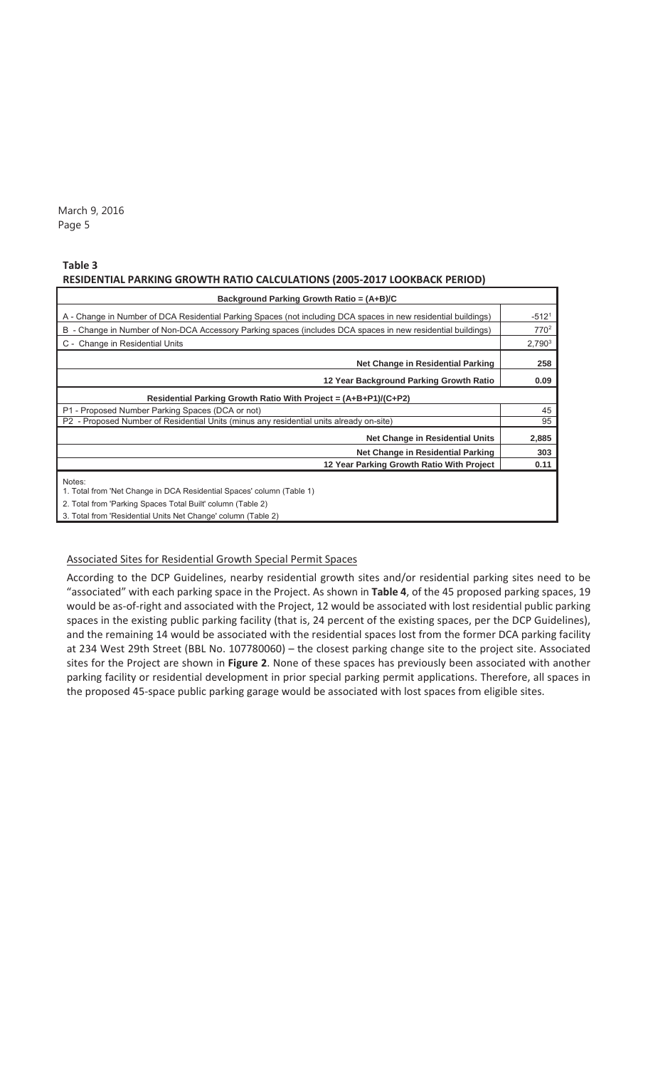**Table 3**
**RESIDENTIAL PARKING GROWTH RATIO CALCULATIONS (2005-2017 LOOKBACK PERIOD)**

| Background Parking Growth Ratio = (A+B)/C | |
|---|---|
| A - Change in Number of DCA Residential Parking Spaces (not including DCA spaces in new residential buildings) | -512[1] |
| B - Change in Number of Non-DCA Accessory Parking spaces (includes DCA spaces in new residential buildings) | 770[2] |
| C - Change in Residential Units | 2,790[3] |
| **Net Change in Residential Parking** | **258** |
| **12 Year Background Parking Growth Ratio** | **0.09** |
| **Residential Parking Growth Ratio With Project = (A+B+P1)/(C+P2)** | |
| P1 - Proposed Number Parking Spaces (DCA or not) | 45 |
| P2 - Proposed Number of Residential Units (minus any residential units already on-site) | 95 |
| **Net Change in Residential Units** | **2,885** |
| **Net Change in Residential Parking** | **303** |
| **12 Year Parking Growth Ratio With Project** | **0.11** |

Notes:
1. Total from 'Net Change in DCA Residential Spaces' column (Table 1)
2. Total from 'Parking Spaces Total Built' column (Table 2)
3. Total from 'Residential Units Net Change' column (Table 2)

Associated Sites for Residential Growth Special Permit Spaces

According to the DCP Guidelines, nearby residential growth sites and/or residential parking sites need to be "associated" with each parking space in the Project. As shown in **Table 4**, of the 45 proposed parking spaces, 19 would be as-of-right and associated with the Project, 12 would be associated with lost residential public parking spaces in the existing public parking facility (that is, 24 percent of the existing spaces, per the DCP Guidelines), and the remaining 14 would be associated with the residential spaces lost from the former DCA parking facility at 234 West 29th Street (BBL No. 107780060) – the closest parking change site to the project site. Associated sites for the Project are shown in **Figure 2**. None of these spaces has previously been associated with another parking facility or residential development in prior special parking permit applications. Therefore, all spaces in the proposed 45-space public parking garage would be associated with lost spaces from eligible sites.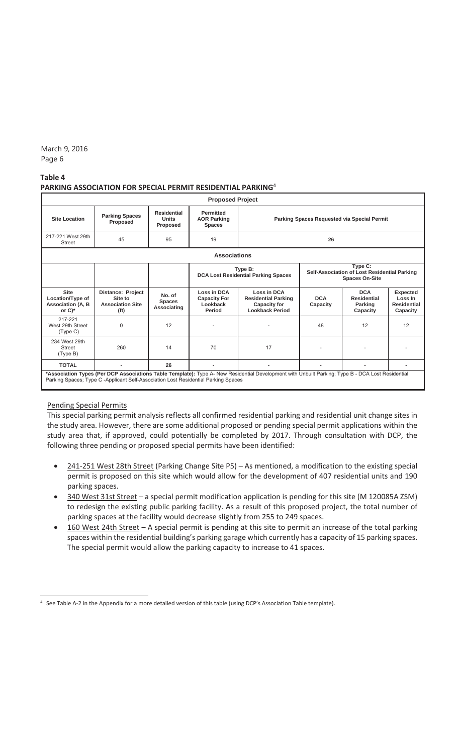**Table 4**
**PARKING ASSOCIATION FOR SPECIAL PERMIT RESIDENTIAL PARKING**[4]

| Proposed Project | | | | | | | |
|---|---|---|---|---|---|---|---|
| **Site Location** | **Parking Spaces Proposed** | **Residential Units Proposed** | **Permitted AOR Parking Spaces** | **Parking Spaces Requested via Special Permit** | | | |
| 217-221 West 29th Street | 45 | 95 | 19 | 26 | | | |
| **Associations** | | | | | | | |
| | | | **Type B: DCA Lost Residential Parking Spaces** | | **Type C: Self-Association of Lost Residential Parking Spaces On-Site** | | |
| **Site Location/Type of Association (A, B or C)*** | **Distance: Project Site to Association Site (ft)** | **No. of Spaces Associating** | **Loss in DCA Capacity For Lookback Period** | **Loss in DCA Residential Parking Capacity for Lookback Period** | **DCA Capacity** | **DCA Residential Parking Capacity** | **Expected Loss In Residential Capacity** |
| 217-221 West 29th Street (Type C) | 0 | 12 | - | - | 48 | 12 | 12 |
| 234 West 29th Street (Type B) | 260 | 14 | 70 | 17 | - | - | - |
| **TOTAL** | - | 26 | - | - | - | - | - |

**\*Association Types (Per DCP Associations Table Template):** Type A- New Residential Development with Unbuilt Parking; Type B - DCA Lost Residential Parking Spaces; Type C -Applicant Self-Association Lost Residential Parking Spaces

Pending Special Permits

This special parking permit analysis reflects all confirmed residential parking and residential unit change sites in the study area. However, there are some additional proposed or pending special permit applications within the study area that, if approved, could potentially be completed by 2017. Through consultation with DCP, the following three pending or proposed special permits have been identified:

- 241-251 West 28th Street (Parking Change Site P5) – As mentioned, a modification to the existing special permit is proposed on this site which would allow for the development of 407 residential units and 190 parking spaces.
- 340 West 31st Street – a special permit modification application is pending for this site (M 120085A ZSM) to redesign the existing public parking facility. As a result of this proposed project, the total number of parking spaces at the facility would decrease slightly from 255 to 249 spaces.
- 160 West 24th Street – A special permit is pending at this site to permit an increase of the total parking spaces within the residential building's parking garage which currently has a capacity of 15 parking spaces. The special permit would allow the parking capacity to increase to 41 spaces.

[4] See Table A-2 in the Appendix for a more detailed version of this table (using DCP's Association Table template).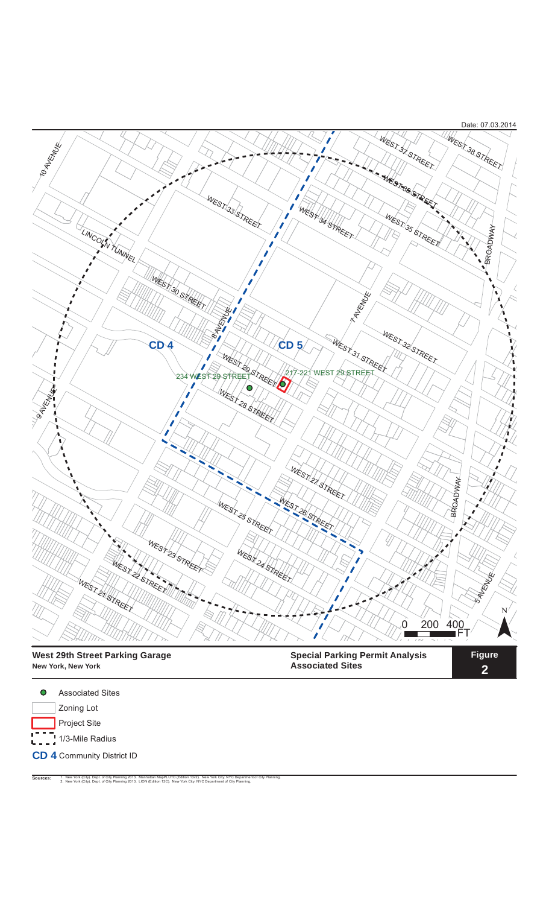Date: 07.03.2014

WEST 37 STREET
WEST 38 STREET
10 AVENUE
WEST 36 STREET
WEST 33 STREET
WEST 34 STREET
WEST 35 STREET
BROADWAY
LINCOLN TUNNEL
WEST 30 STREET
7 AVENUE
8 AVENUE
CD 4
CD 5
WEST 31 STREET
WEST 32 STREET
WEST 29 STREET
234 WEST 29 STREET
217-221 WEST 29 STREET
9 AVENUE
WEST 28 STREET
WEST 27 STREET
BROADWAY
WEST 26 STREET
WEST 25 STREET
WEST 23 STREET
WEST 24 STREET
WEST 22 STREET
5 AVENUE
WEST 21 STREET
0 200 400 FT
N

**West 29th Street Parking Garage**
**New York, New York**

**Special Parking Permit Analysis**
**Associated Sites**

**Figure 2**

- Associated Sites
- Zoning Lot
- Project Site
- 1/3-Mile Radius
- **CD 4** Community District ID

**Sources:** 1. New York (City). Dept. of City Planning 2013. Manhattan MapPLUTO (Edition 13v2). New York City: NYC Department of City Planning. 2. New York (City). Dept. of City Planning 2013. LION (Edition 13C). New York City: NYC Department of City Planning.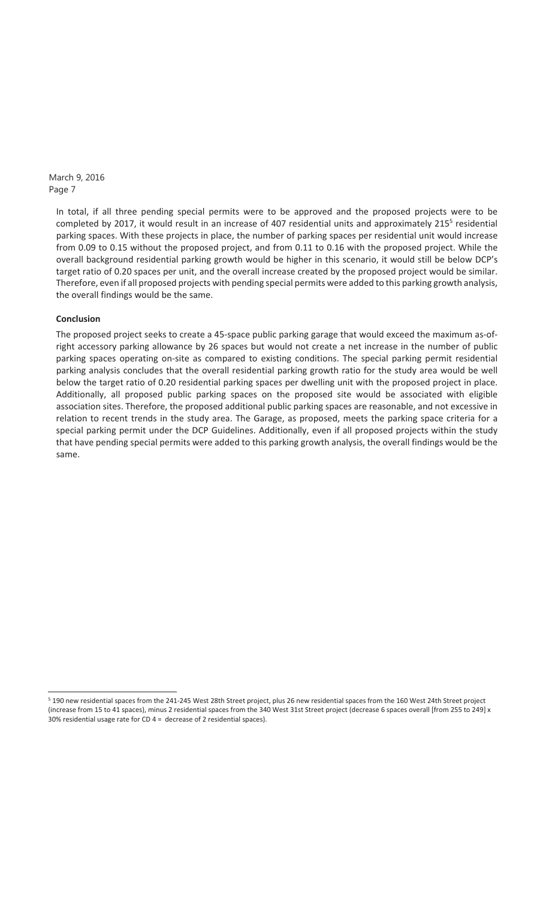In total, if all three pending special permits were to be approved and the proposed projects were to be completed by 2017, it would result in an increase of 407 residential units and approximately 215[5] residential parking spaces. With these projects in place, the number of parking spaces per residential unit would increase from 0.09 to 0.15 without the proposed project, and from 0.11 to 0.16 with the proposed project. While the overall background residential parking growth would be higher in this scenario, it would still be below DCP's target ratio of 0.20 spaces per unit, and the overall increase created by the proposed project would be similar. Therefore, even if all proposed projects with pending special permits were added to this parking growth analysis, the overall findings would be the same.

**Conclusion**

The proposed project seeks to create a 45-space public parking garage that would exceed the maximum as-of-right accessory parking allowance by 26 spaces but would not create a net increase in the number of public parking spaces operating on-site as compared to existing conditions. The special parking permit residential parking analysis concludes that the overall residential parking growth ratio for the study area would be well below the target ratio of 0.20 residential parking spaces per dwelling unit with the proposed project in place. Additionally, all proposed public parking spaces on the proposed site would be associated with eligible association sites. Therefore, the proposed additional public parking spaces are reasonable, and not excessive in relation to recent trends in the study area. The Garage, as proposed, meets the parking space criteria for a special parking permit under the DCP Guidelines. Additionally, even if all proposed projects within the study that have pending special permits were added to this parking growth analysis, the overall findings would be the same.

---

[5] 190 new residential spaces from the 241-245 West 28th Street project, plus 26 new residential spaces from the 160 West 24th Street project (increase from 15 to 41 spaces), minus 2 residential spaces from the 340 West 31st Street project (decrease 6 spaces overall [from 255 to 249] x 30% residential usage rate for CD 4 = decrease of 2 residential spaces).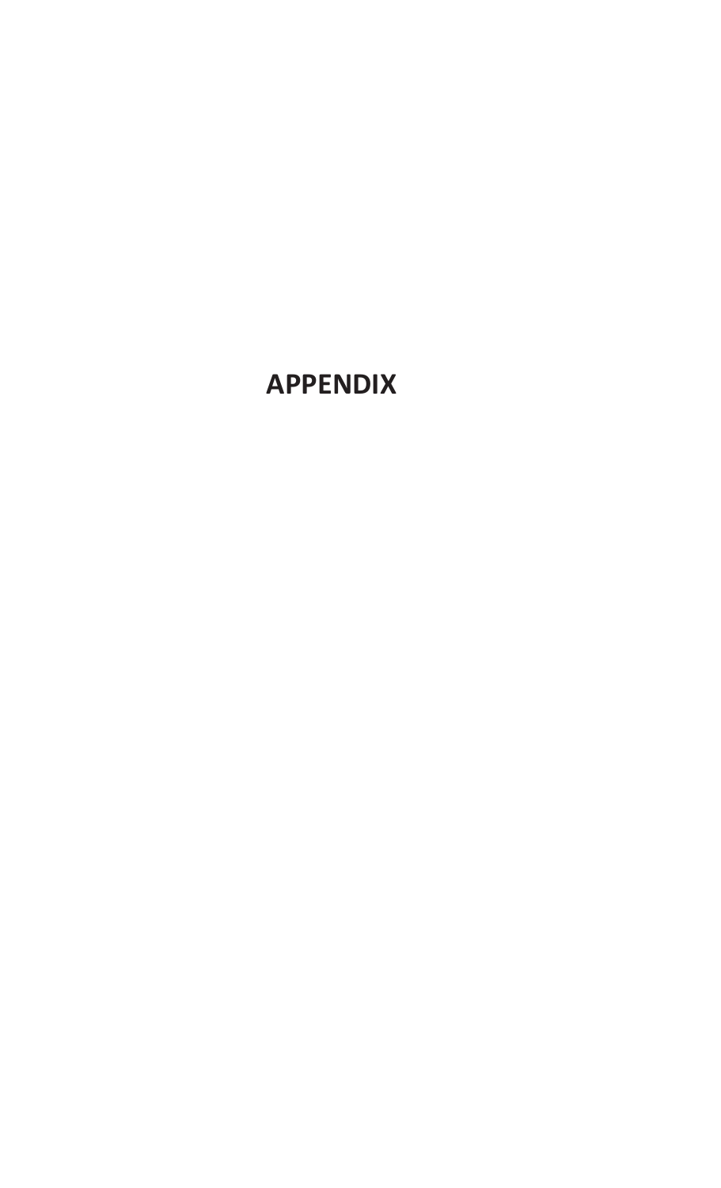# APPENDIX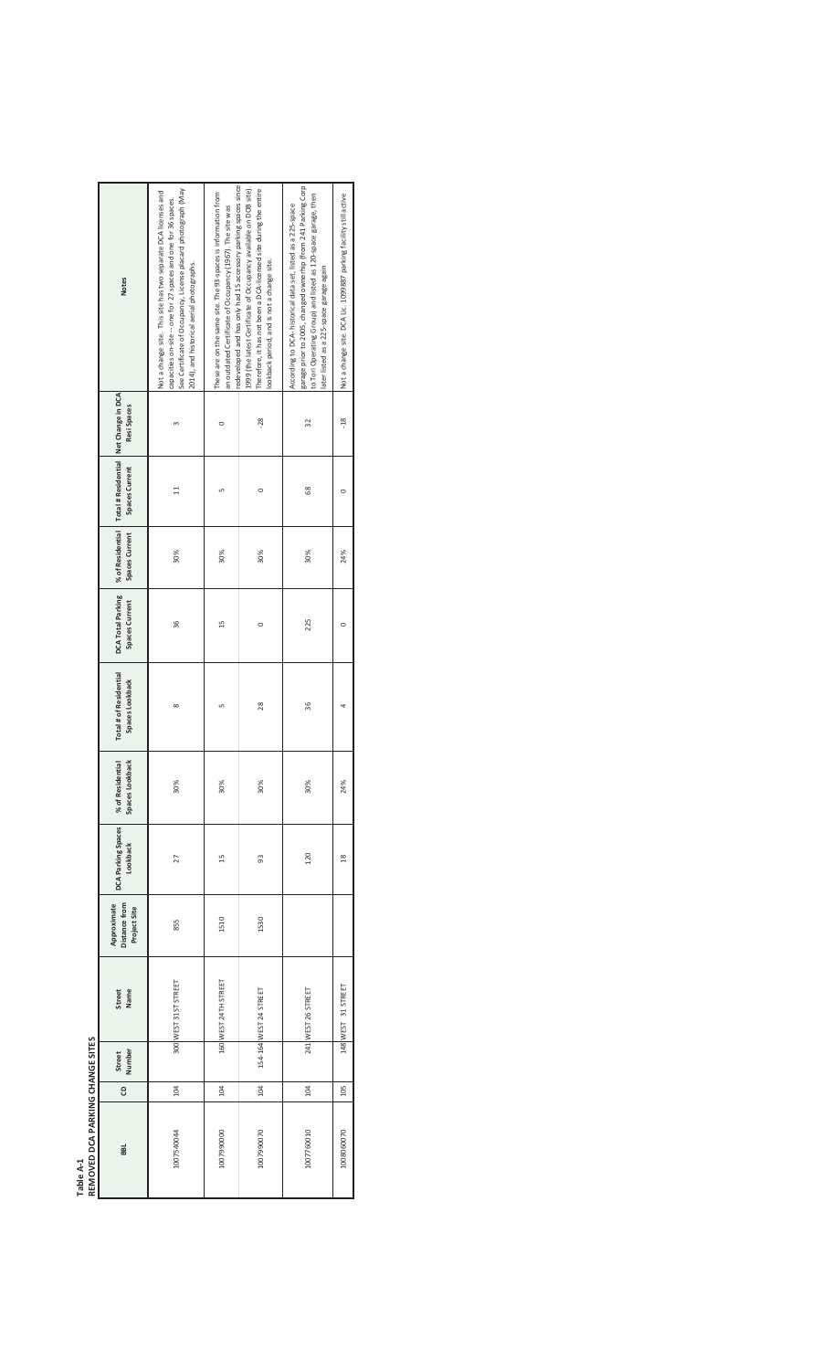**Table A-1**
**REMOVED DCA PARKING CHANGE SITES**

| BBL | CD | Street Number | Street Name | Approximate Distance from Project Site | DCA Parking Spaces Lookback | % of Residential Spaces Lookback | Total # of Residential Spaces Lookback | DCA Total Parking Spaces Current | % of Residential Spaces Current | Total # Residential Spaces Current | Net Change in DCA Resi Spaces | Notes |
|---|---|---|---|---|---|---|---|---|---|---|---|---|
| 1007540044 | 104 | 300 | WEST 31ST STREET | 855 | 27 | 30% | 8 | 36 | 30% | 11 | 3 | Not a change site. This site has two separate DCA licenses and capacities on-site -- one for 27 spaces and one for 36 spaces. See Certificate of Occupancy, License placard photograph (May 2014), and historical aerial photographs. |
| 1007990000 | 104 | 160 | WEST 24TH STREET | 1510 | 15 | 30% | 5 | 15 | 30% | 5 | 0 | These are on the same site. The 93 spaces is information from an outdated Certificate of Occupancy (1967). The site was redeveloped and has only had 15 accessory parking spaces since 1999 (the latest Certificate of Occupancy available on DOB site). Therefore, it has not been a DCA-licensed site during the entire lookback period, and is not a change site. |
| 1007990070 | 104 | 154-164 | WEST 24 STREET | 1530 | 93 | 30% | 28 | 0 | 30% | 0 | -28 | |
| 1007760010 | 104 | 241 | WEST 26 STREET | | 120 | 30% | 36 | 225 | 30% | 68 | 32 | According to DCA-historical data set, listed as a 225-space garage prior to 2005, changed ownership (from 241 Parking Corp to Tori Operating Group) and listed as 120-space garage, then later listed as a 225-space garage again |
| 1008060070 | 105 | 148 | WEST 31 STREET | | 18 | 24% | 4 | 0 | 24% | 0 | -18 | Not a change site. DCA lic. 1099887 parking facility still active |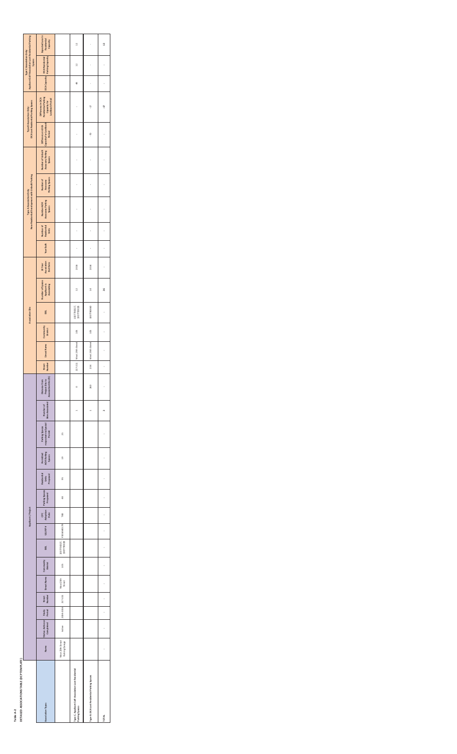**Table A-2**

**DETAILED ASSOCIATIONS TABLE (DCP TEMPLATE)**

| Association Types | Applicant / Project | | | | | | | | | | | | | | | Association Site | | | | | | Type A Association Only: New Residential Development with Unbuilt Parking | | | | | Type B Association Only: DCA Lost Residential Parking Spaces | | Type C Association Only: Applicant Self-Association Lost Residential Parking Spaces | | |
|---|---|---|---|---|---|---|---|---|---|---|---|---|---|---|---|---|---|---|---|---|---|---|---|---|---|---|---|---|---|---|---|
| | Name | Status: Active or Completed | Study Period | Street Number | Street Name | Community District | BBL | ULURP # | CPC Adoption Date | Parking Spaces Proposed | Residential Units Proposed | Provided AOR Parking Spaces | Parking Spaces requested in Special Permit | Number of Sites Associated | Distance from Project Site to Association Site (ft) | Street Number | Street Name | Community District | BBL | Number of Spaces Applicant is Associating | 30 Year Association End Date | Year Built | Number of Residential Units | Number of AOR Accessory Parking Spaces | Number of Accessory Parking Spaces | Number of Unbuilt Accessory Parking Spaces | Difference in DCA Capacity For Lookback Period | Difference in DCA Residential Parking Capacity for Lookback Period | DCA Capacity | DCA Residential Parking Capacity | Expected Loss in Residential Capacity |
| | West 29th Street Parking Garage | Active | 2004-2024 | 217-221 | West 29th Street | 105 | 1007790027, 1007790028 | 250148ZSM | TBD | 48 | 95 | 19 | 29 | | | | | | | | | | | | | | | | | | |
| Type C: Applicant Self-Association Lost Residential Parking Spaces | | | | | | | | | | | | | | 1 | 0 | 217-221 | West 29th Street | 105 | 1007790027, 1007790028 | 12 | 2054 | - | - | - | - | - | - | - | 48 | 12 | 12 |
| Type B: DCA Lost Residential Parking Spaces | | | | | | | | | | | | | | 1 | 360 | 234 | West 28th Street | 105 | 1007800040 | 14 | 2054 | - | - | - | - | - | -30 | -17 | - | - | - |
| TOTAL | - | - | - | - | - | - | - | - | - | - | - | - | - | 2 | - | - | - | - | - | 26 | - | - | - | - | - | - | - | -17 | - | - | 12 |